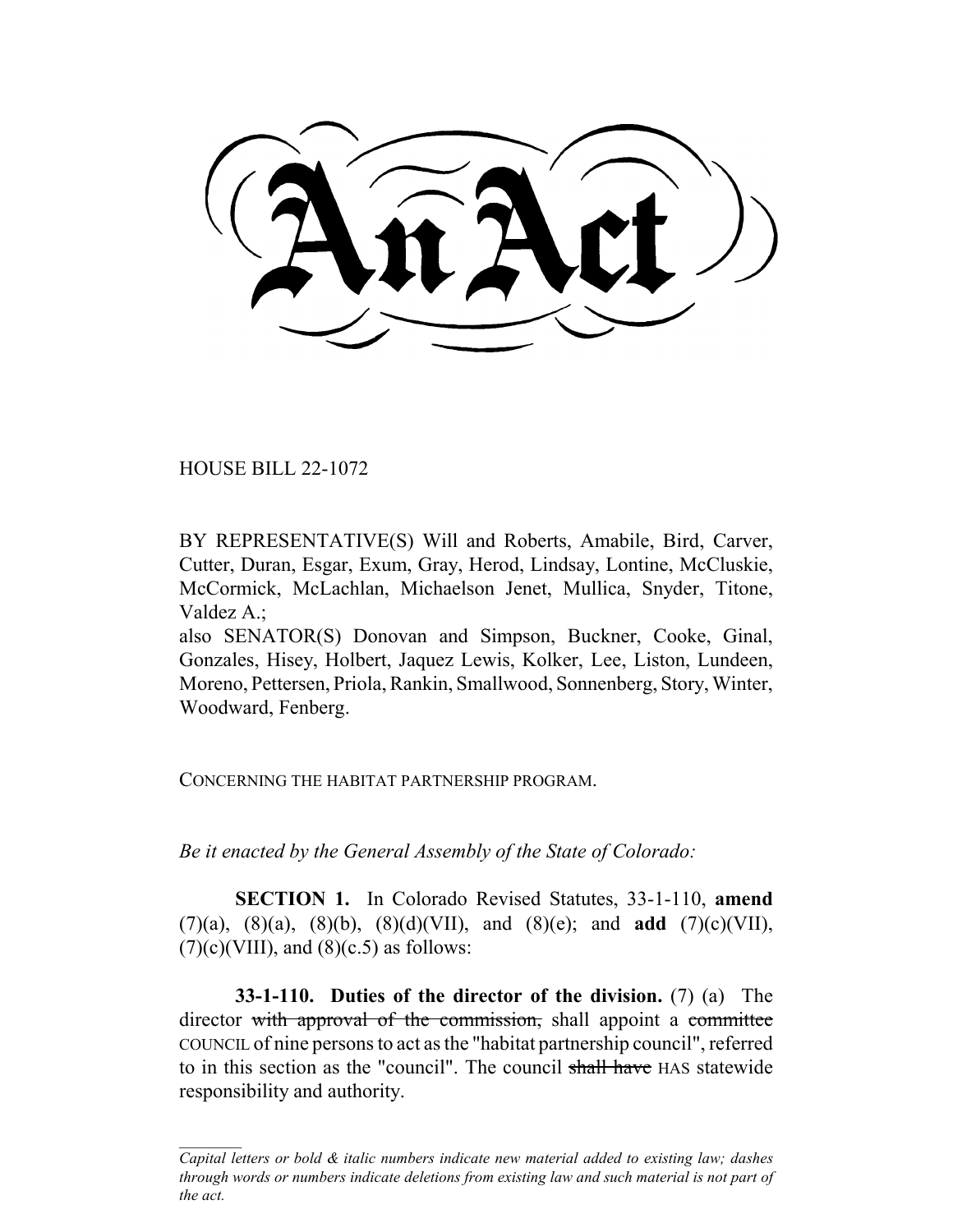An Act

HOUSE BILL 22-1072

BY REPRESENTATIVE(S) Will and Roberts, Amabile, Bird, Carver, Cutter, Duran, Esgar, Exum, Gray, Herod, Lindsay, Lontine, McCluskie, McCormick, McLachlan, Michaelson Jenet, Mullica, Snyder, Titone, Valdez A.;
also SENATOR(S) Donovan and Simpson, Buckner, Cooke, Ginal, Gonzales, Hisey, Holbert, Jaquez Lewis, Kolker, Lee, Liston, Lundeen, Moreno, Pettersen, Priola, Rankin, Smallwood, Sonnenberg, Story, Winter, Woodward, Fenberg.

CONCERNING THE HABITAT PARTNERSHIP PROGRAM.

*Be it enacted by the General Assembly of the State of Colorado:*

**SECTION 1.** In Colorado Revised Statutes, 33-1-110, **amend** (7)(a), (8)(a), (8)(b), (8)(d)(VII), and (8)(e); and **add** (7)(c)(VII), (7)(c)(VIII), and (8)(c.5) as follows:

**33-1-110. Duties of the director of the division.** (7) (a) The director ~~with approval of the commission,~~ shall appoint a ~~committee~~ COUNCIL of nine persons to act as the "habitat partnership council", referred to in this section as the "council". The council ~~shall have~~ HAS statewide responsibility and authority.

*Capital letters or bold & italic numbers indicate new material added to existing law; dashes through words or numbers indicate deletions from existing law and such material is not part of the act.*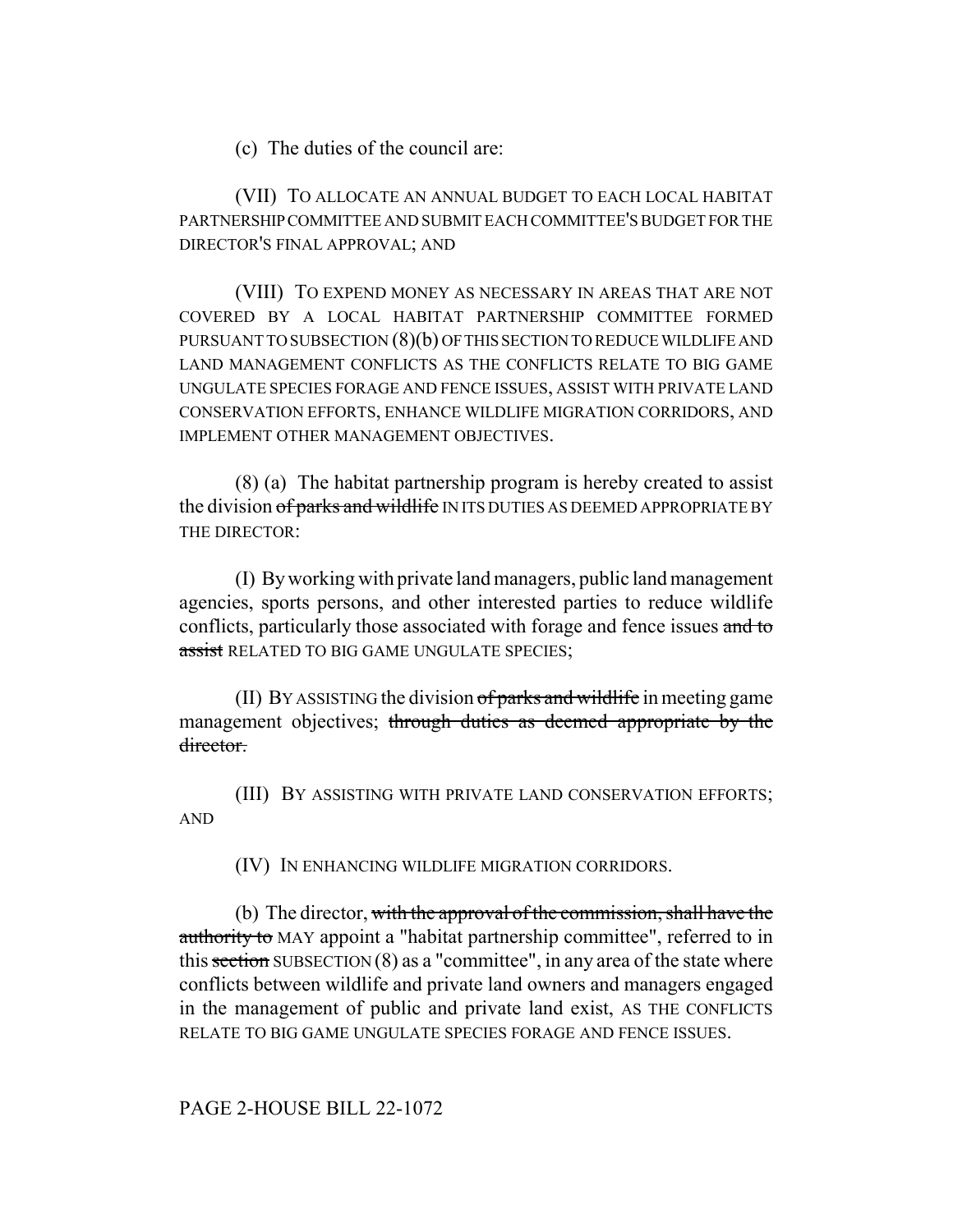(c) The duties of the council are:

(VII) TO ALLOCATE AN ANNUAL BUDGET TO EACH LOCAL HABITAT PARTNERSHIP COMMITTEE AND SUBMIT EACH COMMITTEE'S BUDGET FOR THE DIRECTOR'S FINAL APPROVAL; AND

(VIII) TO EXPEND MONEY AS NECESSARY IN AREAS THAT ARE NOT COVERED BY A LOCAL HABITAT PARTNERSHIP COMMITTEE FORMED PURSUANT TO SUBSECTION (8)(b) OF THIS SECTION TO REDUCE WILDLIFE AND LAND MANAGEMENT CONFLICTS AS THE CONFLICTS RELATE TO BIG GAME UNGULATE SPECIES FORAGE AND FENCE ISSUES, ASSIST WITH PRIVATE LAND CONSERVATION EFFORTS, ENHANCE WILDLIFE MIGRATION CORRIDORS, AND IMPLEMENT OTHER MANAGEMENT OBJECTIVES.

(8) (a) The habitat partnership program is hereby created to assist the division ~~of parks and wildlife~~ IN ITS DUTIES AS DEEMED APPROPRIATE BY THE DIRECTOR:

(I) By working with private land managers, public land management agencies, sports persons, and other interested parties to reduce wildlife conflicts, particularly those associated with forage and fence issues ~~and to assist~~ RELATED TO BIG GAME UNGULATE SPECIES;

(II) BY ASSISTING the division ~~of parks and wildlife~~ in meeting game management objectives; ~~through duties as deemed appropriate by the director.~~

(III) BY ASSISTING WITH PRIVATE LAND CONSERVATION EFFORTS; AND

(IV) IN ENHANCING WILDLIFE MIGRATION CORRIDORS.

(b) The director, ~~with the approval of the commission, shall have the authority to~~ MAY appoint a "habitat partnership committee", referred to in this ~~section~~ SUBSECTION (8) as a "committee", in any area of the state where conflicts between wildlife and private land owners and managers engaged in the management of public and private land exist, AS THE CONFLICTS RELATE TO BIG GAME UNGULATE SPECIES FORAGE AND FENCE ISSUES.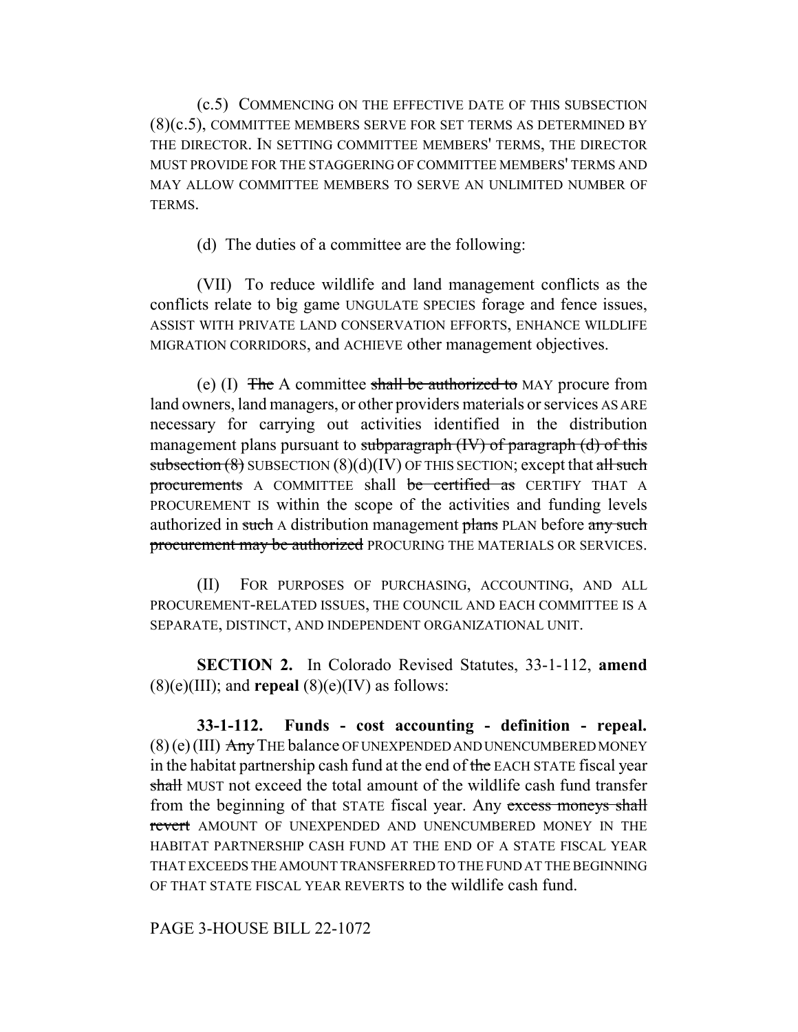(c.5) COMMENCING ON THE EFFECTIVE DATE OF THIS SUBSECTION (8)(c.5), COMMITTEE MEMBERS SERVE FOR SET TERMS AS DETERMINED BY THE DIRECTOR. IN SETTING COMMITTEE MEMBERS' TERMS, THE DIRECTOR MUST PROVIDE FOR THE STAGGERING OF COMMITTEE MEMBERS' TERMS AND MAY ALLOW COMMITTEE MEMBERS TO SERVE AN UNLIMITED NUMBER OF TERMS.

(d) The duties of a committee are the following:

(VII) To reduce wildlife and land management conflicts as the conflicts relate to big game UNGULATE SPECIES forage and fence issues, ASSIST WITH PRIVATE LAND CONSERVATION EFFORTS, ENHANCE WILDLIFE MIGRATION CORRIDORS, and ACHIEVE other management objectives.

(e) (I) ~~The~~ A committee ~~shall be authorized to~~ MAY procure from land owners, land managers, or other providers materials or services AS ARE necessary for carrying out activities identified in the distribution management plans pursuant to ~~subparagraph (IV) of paragraph (d) of this subsection (8)~~ SUBSECTION (8)(d)(IV) OF THIS SECTION; except that ~~all such procurements~~ A COMMITTEE shall ~~be certified as~~ CERTIFY THAT A PROCUREMENT IS within the scope of the activities and funding levels authorized in ~~such~~ A distribution management ~~plans~~ PLAN before ~~any such procurement may be authorized~~ PROCURING THE MATERIALS OR SERVICES.

(II) FOR PURPOSES OF PURCHASING, ACCOUNTING, AND ALL PROCUREMENT-RELATED ISSUES, THE COUNCIL AND EACH COMMITTEE IS A SEPARATE, DISTINCT, AND INDEPENDENT ORGANIZATIONAL UNIT.

**SECTION 2.** In Colorado Revised Statutes, 33-1-112, **amend** (8)(e)(III); and **repeal** (8)(e)(IV) as follows:

**33-1-112. Funds - cost accounting - definition - repeal.** (8) (e) (III) ~~Any~~ THE balance OF UNEXPENDED AND UNENCUMBERED MONEY in the habitat partnership cash fund at the end of ~~the~~ EACH STATE fiscal year ~~shall~~ MUST not exceed the total amount of the wildlife cash fund transfer from the beginning of that STATE fiscal year. Any ~~excess moneys shall revert~~ AMOUNT OF UNEXPENDED AND UNENCUMBERED MONEY IN THE HABITAT PARTNERSHIP CASH FUND AT THE END OF A STATE FISCAL YEAR THAT EXCEEDS THE AMOUNT TRANSFERRED TO THE FUND AT THE BEGINNING OF THAT STATE FISCAL YEAR REVERTS to the wildlife cash fund.

PAGE 3-HOUSE BILL 22-1072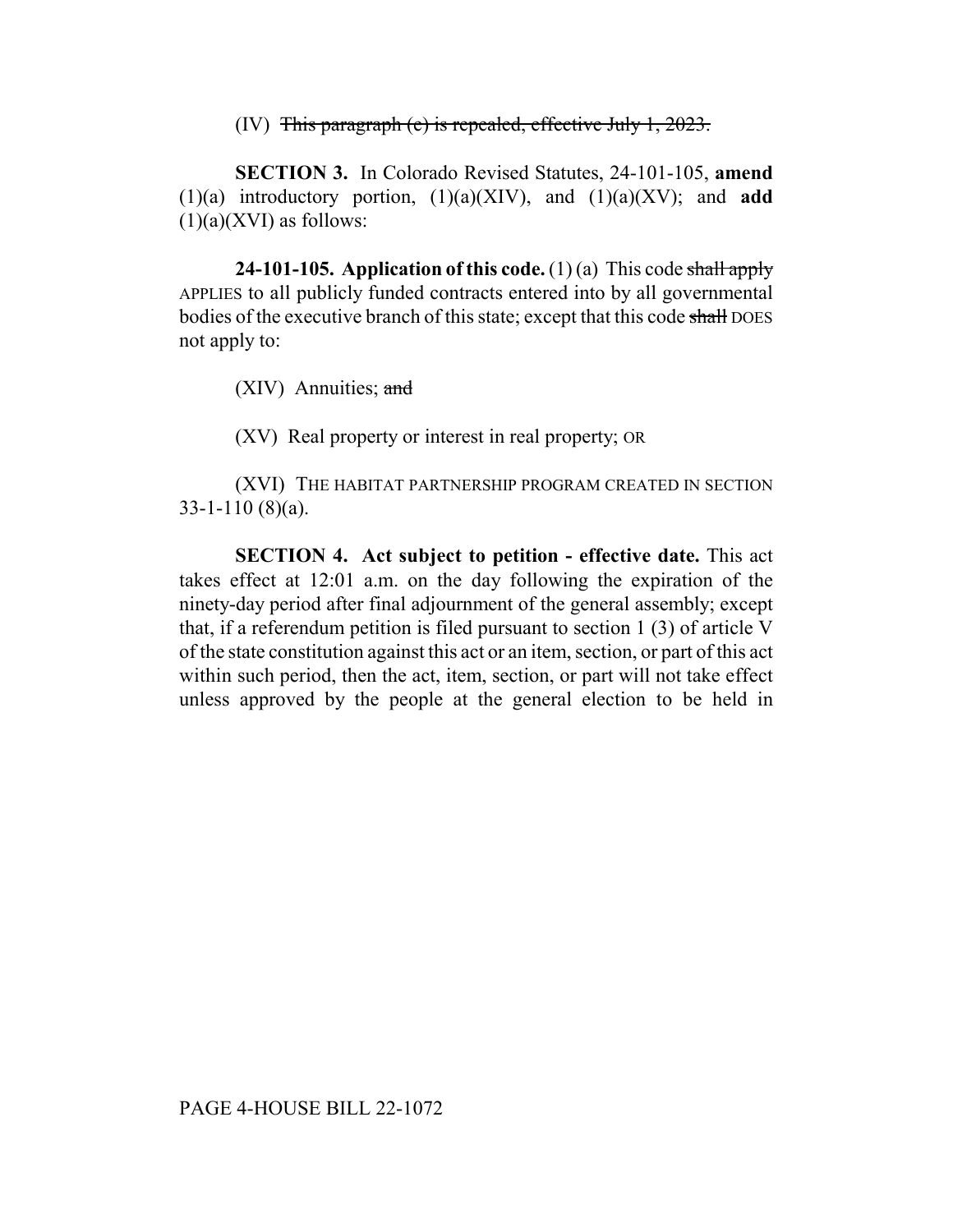(IV) ~~This paragraph (c) is repealed, effective July 1, 2023.~~

**SECTION 3.** In Colorado Revised Statutes, 24-101-105, **amend** (1)(a) introductory portion, (1)(a)(XIV), and (1)(a)(XV); and **add** (1)(a)(XVI) as follows:

**24-101-105. Application of this code.** (1) (a) This code ~~shall apply~~ APPLIES to all publicly funded contracts entered into by all governmental bodies of the executive branch of this state; except that this code ~~shall~~ DOES not apply to:

(XIV) Annuities; ~~and~~

(XV) Real property or interest in real property; OR

(XVI) THE HABITAT PARTNERSHIP PROGRAM CREATED IN SECTION 33-1-110 (8)(a).

**SECTION 4. Act subject to petition - effective date.** This act takes effect at 12:01 a.m. on the day following the expiration of the ninety-day period after final adjournment of the general assembly; except that, if a referendum petition is filed pursuant to section 1 (3) of article V of the state constitution against this act or an item, section, or part of this act within such period, then the act, item, section, or part will not take effect unless approved by the people at the general election to be held in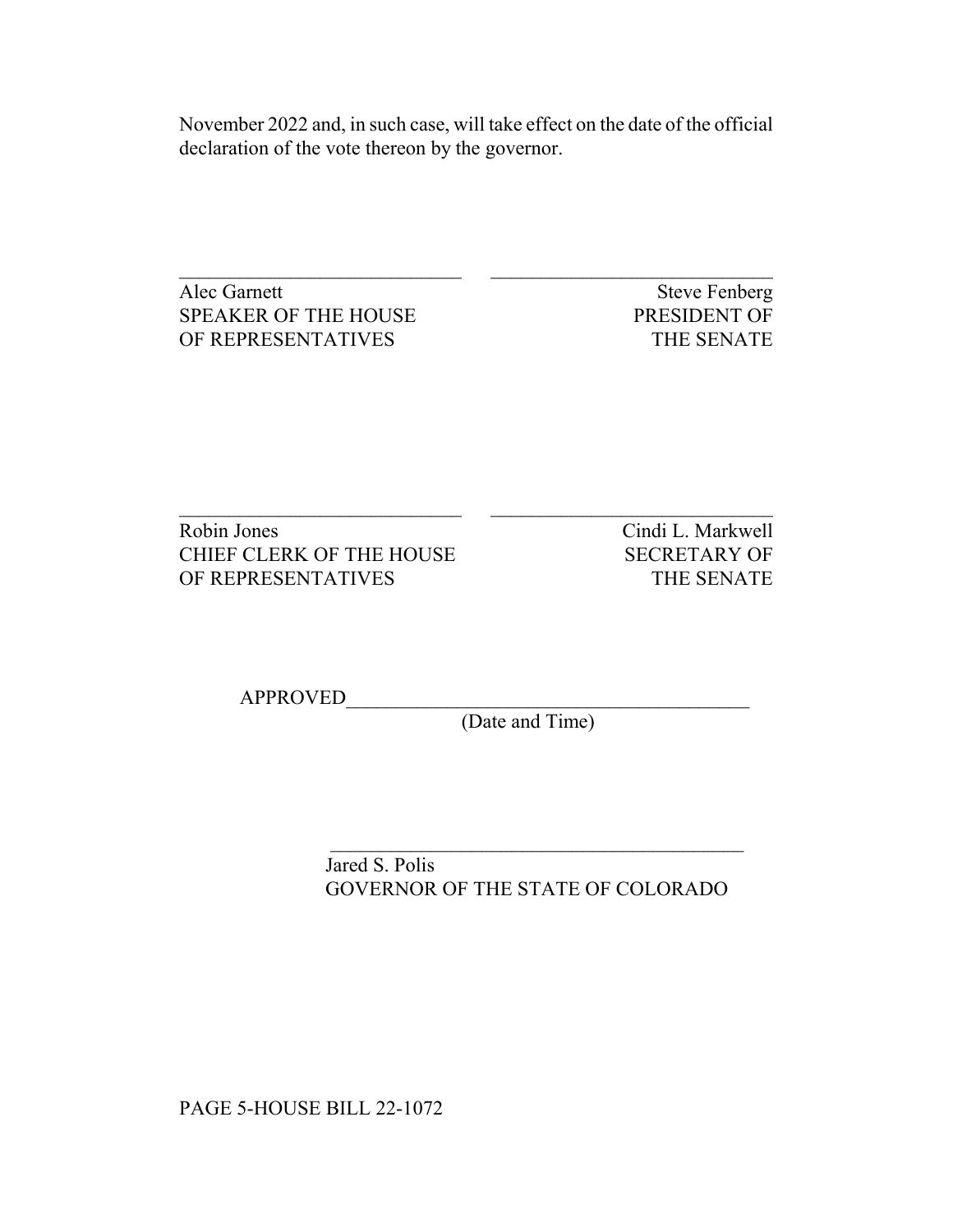November 2022 and, in such case, will take effect on the date of the official declaration of the vote thereon by the governor.

| | |
|---|---|
| ____________________________ | ____________________________ |
| Alec Garnett | Steve Fenberg |
| SPEAKER OF THE HOUSE OF REPRESENTATIVES | PRESIDENT OF THE SENATE |

| | |
|---|---|
| ____________________________ | ____________________________ |
| Robin Jones | Cindi L. Markwell |
| CHIEF CLERK OF THE HOUSE OF REPRESENTATIVES | SECRETARY OF THE SENATE |

APPROVED________________________________________
(Date and Time)

_________________________________________
Jared S. Polis
GOVERNOR OF THE STATE OF COLORADO